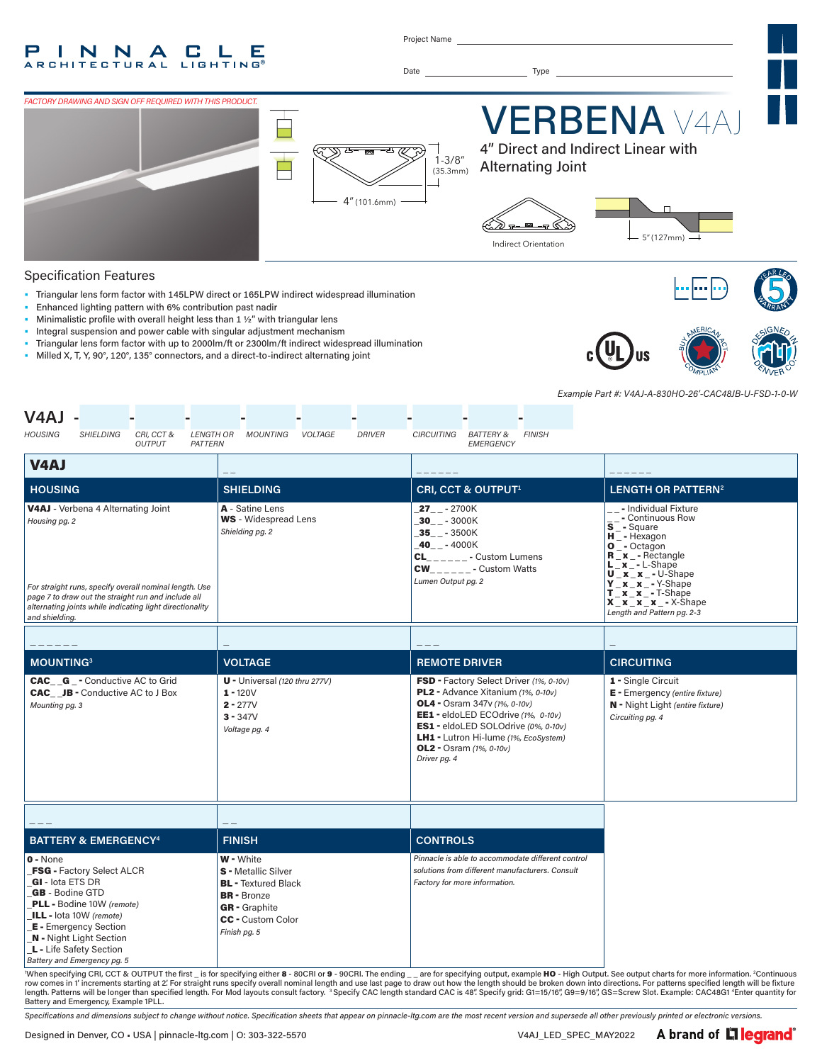PINNACLE ARCHITECTURAL LIGHTING®

Project Name ______________________

Date ______________ Type ______________

*FACTORY DRAWING AND SIGN OFF REQUIRED WITH THIS PRODUCT.*

# VERBENA V4AJ

## 4" Direct and Indirect Linear with Alternating Joint

1-3/8" (35.3mm)

4" (101.6mm)

Indirect Orientation

5" (127mm)

## Specification Features

- Triangular lens form factor with 145LPW direct or 165LPW indirect widespread illumination
- Enhanced lighting pattern with 6% contribution past nadir
- Minimalistic profile with overall height less than 1 ½" with triangular lens
- Integral suspension and power cable with singular adjustment mechanism
- Triangular lens form factor with up to 2000lm/ft or 2300lm/ft indirect widespread illumination
- Milled X, T, Y, 90°, 120°, 135° connectors, and a direct-to-indirect alternating joint

*Example Part #: V4AJ-A-830HO-26'-CAC48JB-U-FSD-1-0-W*

V4AJ - ___ - ___ - ___ - ___ - ___ - ___ - ___ - ___ - ___

HOUSING | SHIELDING | CRI, CCT & OUTPUT | LENGTH OR PATTERN | MOUNTING | VOLTAGE | DRIVER | CIRCUITING | BATTERY & EMERGENCY | FINISH

| V4AJ | _ _ | _ _ _ _ _ _ | _ _ _ _ _ _ |
|---|---|---|---|
| **HOUSING** | **SHIELDING** | **CRI, CCT & OUTPUT**[1] | **LENGTH OR PATTERN**[2] |
| **V4AJ** - Verbena 4 Alternating Joint<br>*Housing pg. 2*<br><br>*For straight runs, specify overall nominal length. Use page 7 to draw out the straight run and include all alternating joints while indicating light directionality and shielding.* | **A** - Satine Lens<br>**WS** - Widespread Lens<br>*Shielding pg. 2* | **_27_ _** - 2700K<br>**_30_ _** - 3000K<br>**_35_ _** - 3500K<br>**_40_ _** - 4000K<br>**CL_ _ _ _ _ _** - Custom Lumens<br>**CW_ _ _ _ _ _** - Custom Watts<br>*Lumen Output pg. 2* | **_ _** - Individual Fixture<br>**_ _** - Continuous Row<br>**S _** - Square<br>**H _** - Hexagon<br>**O _** - Octagon<br>**R _ x _** - Rectangle<br>**L _ x _** - L-Shape<br>**U _ x _ x _** - U-Shape<br>**Y _ x _ x _** - Y-Shape<br>**T _ x _ x _** - T-Shape<br>**X _ x _ x _ x _** - X-Shape<br>*Length and Pattern pg. 2-3* |

| _ _ _ _ _ _ | _ | _ _ _ | _ |
|---|---|---|---|
| **MOUNTING**[3] | **VOLTAGE** | **REMOTE DRIVER** | **CIRCUITING** |
| **CAC_ _G_** - Conductive AC to Grid<br>**CAC_ _JB** - Conductive AC to J Box<br>*Mounting pg. 3* | **U** - Universal *(120 thru 277V)*<br>**1** - 120V<br>**2** - 277V<br>**3** - 347V<br>*Voltage pg. 4* | **FSD** - Factory Select Driver *(1%, 0-10v)*<br>**PL2** - Advance Xitanium *(1%, 0-10v)*<br>**OL4** - Osram 347v *(1%, 0-10v)*<br>**EE1** - eldoLED ECOdrive *(1%, 0-10v)*<br>**ES1** - eldoLED SOLOdrive *(0%, 0-10v)*<br>**LH1** - Lutron Hi-lume *(1%, EcoSystem)*<br>**OL2** - Osram *(1%, 0-10v)*<br>*Driver pg. 4* | **1** - Single Circuit<br>**E** - Emergency *(entire fixture)*<br>**N** - Night Light *(entire fixture)*<br>*Circuiting pg. 4* |

| _ _ _ | _ _ | |
|---|---|---|
| **BATTERY & EMERGENCY**[4] | **FINISH** | **CONTROLS** |
| **0** - None<br>**_FSG** - Factory Select ALCR<br>**_GI** - Iota ETS DR<br>**_GB** - Bodine GTD<br>**_PLL** - Bodine 10W *(remote)*<br>**_ILL** - Iota 10W *(remote)*<br>**_E** - Emergency Section<br>**_N** - Night Light Section<br>**_L** - Life Safety Section<br>*Battery and Emergency pg. 5* | **W** - White<br>**S** - Metallic Silver<br>**BL** - Textured Black<br>**BR** - Bronze<br>**GR** - Graphite<br>**CC** - Custom Color<br>*Finish pg. 5* | *Pinnacle is able to accommodate different control solutions from different manufacturers. Consult Factory for more information.* |

[1]When specifying CRI, CCT & OUTPUT the first _ is for specifying either **8** - 80CRI or **9** - 90CRI. The ending _ _ are for specifying output, example **HO** - High Output. See output charts for more information. [2]Continuous row comes in 1' increments starting at 2'. For straight runs specify overall nominal length and use last page to draw out how the length should be broken down into directions. For patterns specified length will be fixture length. Patterns will be longer than specified length. For Mod layouts consult factory. [3]Specify CAC length standard CAC is 48". Specify grid: G1=15/16", G9=9/16", GS=Screw Slot. Example: CAC48G1 [4]Enter quantity for Battery and Emergency, Example 1PLL.

*Specifications and dimensions subject to change without notice. Specification sheets that appear on pinnacle-ltg.com are the most recent version and supersede all other previously printed or electronic versions.*

Designed in Denver, CO • USA | pinnacle-ltg.com | O: 303-322-5570 V4AJ_LED_SPEC_MAY2022 A brand of legrand®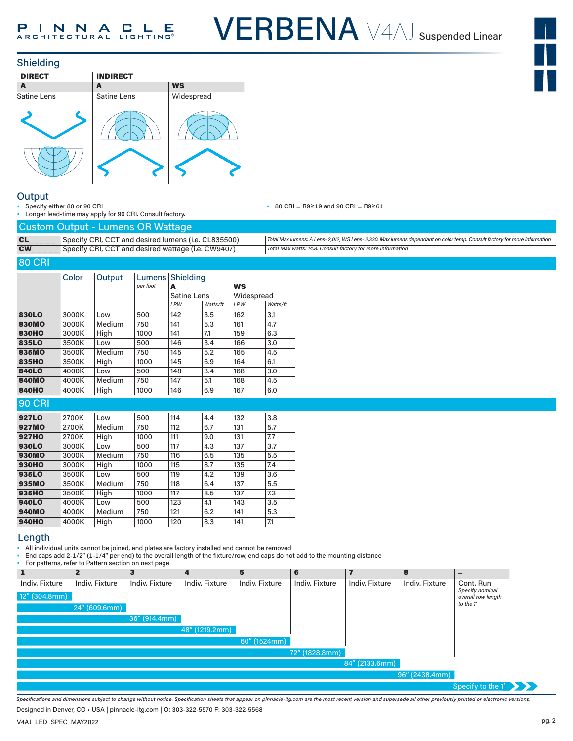# VERBENA V4AJ Suspended Linear

## Shielding

| DIRECT | INDIRECT | |
|---|---|---|
| **A** | **A** | **WS** |
| Satine Lens | Satine Lens | Widespread |

## Output

- Specify either 80 or 90 CRI
- Longer lead-time may apply for 90 CRI. Consult factory.
- 80 CRI = R9≥19 and 90 CRI = R9≥61

### Custom Output - Lumens OR Wattage

| | | |
|---|---|---|
| **CL\_\_\_\_\_** | Specify CRI, CCT and desired lumens (i.e. CL835500) | *Total Max lumens: A Lens- 2,012, WS Lens- 2,330. Max lumens dependant on color temp. Consult factory for more information* |
| **CW\_\_\_\_\_** | Specify CRI, CCT and desired wattage (i.e. CW9407) | *Total Max watts: 14.8. Consult factory for more information* |

### 80 CRI

| | Color | Output | Lumens *per foot* | A Satine Lens LPW | A Satine Lens Watts/ft | WS Widespread LPW | WS Widespread Watts/ft |
|---|---|---|---|---|---|---|---|
| **830LO** | 3000K | Low | 500 | 142 | 3.5 | 162 | 3.1 |
| **830MO** | 3000K | Medium | 750 | 141 | 5.3 | 161 | 4.7 |
| **830HO** | 3000K | High | 1000 | 141 | 7.1 | 159 | 6.3 |
| **835LO** | 3500K | Low | 500 | 146 | 3.4 | 166 | 3.0 |
| **835MO** | 3500K | Medium | 750 | 145 | 5.2 | 165 | 4.5 |
| **835HO** | 3500K | High | 1000 | 145 | 6.9 | 164 | 6.1 |
| **840LO** | 4000K | Low | 500 | 148 | 3.4 | 168 | 3.0 |
| **840MO** | 4000K | Medium | 750 | 147 | 5.1 | 168 | 4.5 |
| **840HO** | 4000K | High | 1000 | 146 | 6.9 | 167 | 6.0 |

### 90 CRI

| | Color | Output | Lumens *per foot* | A Satine Lens LPW | A Satine Lens Watts/ft | WS Widespread LPW | WS Widespread Watts/ft |
|---|---|---|---|---|---|---|---|
| **927LO** | 2700K | Low | 500 | 114 | 4.4 | 132 | 3.8 |
| **927MO** | 2700K | Medium | 750 | 112 | 6.7 | 131 | 5.7 |
| **927HO** | 2700K | High | 1000 | 111 | 9.0 | 131 | 7.7 |
| **930LO** | 3000K | Low | 500 | 117 | 4.3 | 137 | 3.7 |
| **930MO** | 3000K | Medium | 750 | 116 | 6.5 | 135 | 5.5 |
| **930HO** | 3000K | High | 1000 | 115 | 8.7 | 135 | 7.4 |
| **935LO** | 3500K | Low | 500 | 119 | 4.2 | 139 | 3.6 |
| **935MO** | 3500K | Medium | 750 | 118 | 6.4 | 137 | 5.5 |
| **935HO** | 3500K | High | 1000 | 117 | 8.5 | 137 | 7.3 |
| **940LO** | 4000K | Low | 500 | 123 | 4.1 | 143 | 3.5 |
| **940MO** | 4000K | Medium | 750 | 121 | 6.2 | 141 | 5.3 |
| **940HO** | 4000K | High | 1000 | 120 | 8.3 | 141 | 7.1 |

## Length

- All individual units cannot be joined, end plates are factory installed and cannot be removed
- End caps add 2-1/2" (1-1/4" per end) to the overall length of the fixture/row, end caps do not add to the mounting distance
- For patterns, refer to Pattern section on next page

| Code | Type | Length |
|---|---|---|
| **1** | Indiv. Fixture | 12" (304.8mm) |
| **2** | Indiv. Fixture | 24" (609.6mm) |
| **3** | Indiv. Fixture | 36" (914.4mm) |
| **4** | Indiv. Fixture | 48" (1219.2mm) |
| **5** | Indiv. Fixture | 60" (1524mm) |
| **6** | Indiv. Fixture | 72" (1828.8mm) |
| **7** | Indiv. Fixture | 84" (2133.6mm) |
| **8** | Indiv. Fixture | 96" (2438.4mm) |
| **\_\_** | Cont. Run *Specify nominal overall row length to the 1'* | Specify to the 1' |

*Specifications and dimensions subject to change without notice. Specification sheets that appear on pinnacle-ltg.com are the most recent version and supersede all other previously printed or electronic versions.*

Designed in Denver, CO • USA | pinnacle-ltg.com | O: 303-322-5570 F: 303-322-5568

V4AJ_LED_SPEC_MAY2022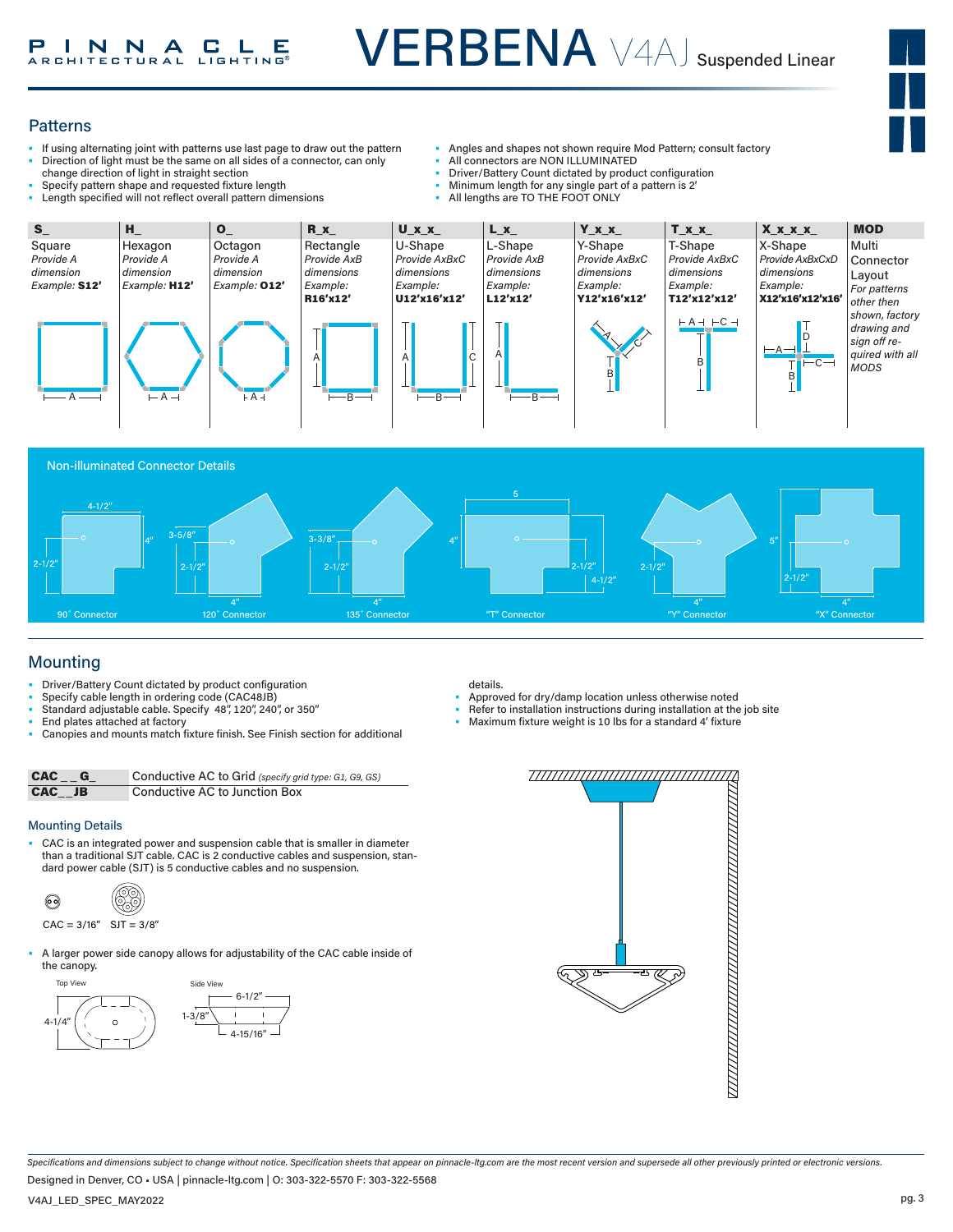# VERBENA V4AJ Suspended Linear

## Patterns

- If using alternating joint with patterns use last page to draw out the pattern
- Direction of light must be the same on all sides of a connector, can only change direction of light in straight section
- Specify pattern shape and requested fixture length
- Length specified will not reflect overall pattern dimensions
- Angles and shapes not shown require Mod Pattern; consult factory
- All connectors are NON ILLUMINATED
- Driver/Battery Count dictated by product configuration
- Minimum length for any single part of a pattern is 2'
- All lengths are TO THE FOOT ONLY

| S_ | H_ | O_ | R_x_ | U_x_x_ | L_x_ | Y_x_x_ | T_x_x_ | X_x_x_x_ | MOD |
|---|---|---|---|---|---|---|---|---|---|
| Square | Hexagon | Octagon | Rectangle | U-Shape | L-Shape | Y-Shape | T-Shape | X-Shape | Multi Connector Layout |
| *Provide A dimension* | *Provide A dimension* | *Provide A dimension* | *Provide AxB dimensions* | *Provide AxBxC dimensions* | *Provide AxB dimensions* | *Provide AxBxC dimensions* | *Provide AxBxC dimensions* | *Provide AxBxCxD dimensions* | *For patterns other then shown, factory drawing and sign off required with all MODS* |
| *Example:* **S12'** | *Example:* **H12'** | *Example:* **O12'** | *Example:* **R16'x12'** | *Example:* **U12'x16'x12'** | *Example:* **L12'x12'** | *Example:* **Y12'x16'x12'** | *Example:* **T12'x12'x12'** | *Example:* **X12'x16'x12'x16'** | |

### Non-illuminated Connector Details

- 90˚ Connector: 4-1/2", 4", 2-1/2"
- 120˚ Connector: 3-5/8", 2-1/2", 4"
- 135˚ Connector: 3-3/8", 2-1/2", 4"
- "T" Connector: 5, 4", 2-1/2", 4-1/2"
- "Y" Connector: 2-1/2", 4"
- "X" Connector: 5", 2-1/2", 4"

## Mounting

- Driver/Battery Count dictated by product configuration
- Specify cable length in ordering code (CAC48JB)
- Standard adjustable cable. Specify 48", 120", 240", or 350"
- End plates attached at factory
- Canopies and mounts match fixture finish. See Finish section for additional details.
- Approved for dry/damp location unless otherwise noted
- Refer to installation instructions during installation at the job site
- Maximum fixture weight is 10 lbs for a standard 4' fixture

| | |
|---|---|
| **CAC _ _ G_** | Conductive AC to Grid *(specify grid type: G1, G9, GS)* |
| **CAC_ _JB** | Conductive AC to Junction Box |

### Mounting Details

- CAC is an integrated power and suspension cable that is smaller in diameter than a traditional SJT cable. CAC is 2 conductive cables and suspension, standard power cable (SJT) is 5 conductive cables and no suspension.

CAC = 3/16" SJT = 3/8"

- A larger power side canopy allows for adjustability of the CAC cable inside of the canopy.

Top View: 4-1/4"

Side View: 6-1/2", 1-3/8", 4-15/16"

*Specifications and dimensions subject to change without notice. Specification sheets that appear on pinnacle-ltg.com are the most recent version and supersede all other previously printed or electronic versions.*

Designed in Denver, CO • USA | pinnacle-ltg.com | O: 303-322-5570 F: 303-322-5568

V4AJ_LED_SPEC_MAY2022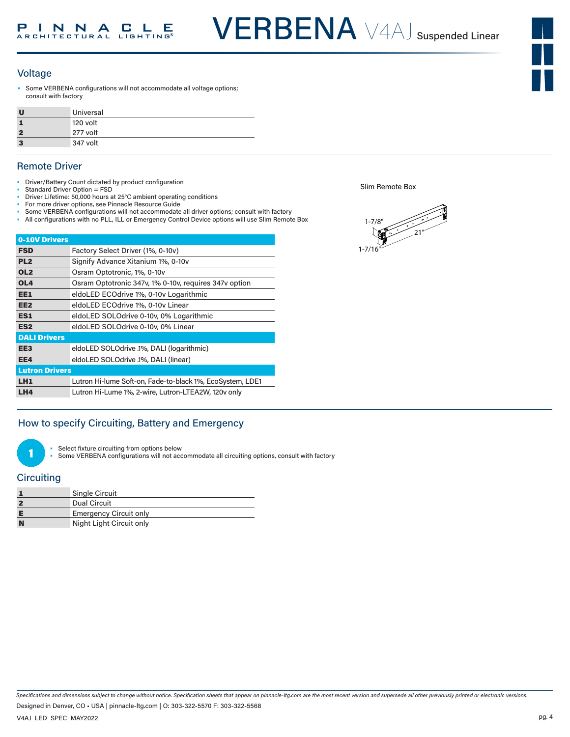## Voltage

- Some VERBENA configurations will not accommodate all voltage options; consult with factory

| | |
|---|---|
| **U** | Universal |
| **1** | 120 volt |
| **2** | 277 volt |
| **3** | 347 volt |

## Remote Driver

- Driver/Battery Count dictated by product configuration
- Standard Driver Option = FSD
- Driver Lifetime: 50,000 hours at 25°C ambient operating conditions
- For more driver options, see Pinnacle Resource Guide
- Some VERBENA configurations will not accommodate all driver options; consult with factory
- All configurations with no PLL, ILL or Emergency Control Device options will use Slim Remote Box

Slim Remote Box

1-7/8"

21"

1-7/16"

| **0-10V Drivers** | |
|---|---|
| **FSD** | Factory Select Driver (1%, 0-10v) |
| **PL2** | Signify Advance Xitanium 1%, 0-10v |
| **OL2** | Osram Optotronic, 1%, 0-10v |
| **OL4** | Osram Optotronic 347v, 1% 0-10v, requires 347v option |
| **EE1** | eldoLED ECOdrive 1%, 0-10v Logarithmic |
| **EE2** | eldoLED ECOdrive 1%, 0-10v Linear |
| **ES1** | eldoLED SOLOdrive 0-10v, 0% Logarithmic |
| **ES2** | eldoLED SOLOdrive 0-10v, 0% Linear |
| **DALI Drivers** | |
| **EE3** | eldoLED SOLOdrive .1%, DALI (logarithmic) |
| **EE4** | eldoLED SOLOdrive .1%, DALI (linear) |
| **Lutron Drivers** | |
| **LH1** | Lutron Hi-lume Soft-on, Fade-to-black 1%, EcoSystem, LDE1 |
| **LH4** | Lutron Hi-Lume 1%, 2-wire, Lutron-LTEA2W, 120v only |

## How to specify Circuiting, Battery and Emergency

**1**

- Select fixture circuiting from options below
- Some VERBENA configurations will not accommodate all circuiting options, consult with factory

## Circuiting

| | |
|---|---|
| **1** | Single Circuit |
| **2** | Dual Circuit |
| **E** | Emergency Circuit only |
| **N** | Night Light Circuit only |

*Specifications and dimensions subject to change without notice. Specification sheets that appear on pinnacle-ltg.com are the most recent version and supersede all other previously printed or electronic versions.*

Designed in Denver, CO • USA | pinnacle-ltg.com | O: 303-322-5570 F: 303-322-5568

V4AJ_LED_SPEC_MAY2022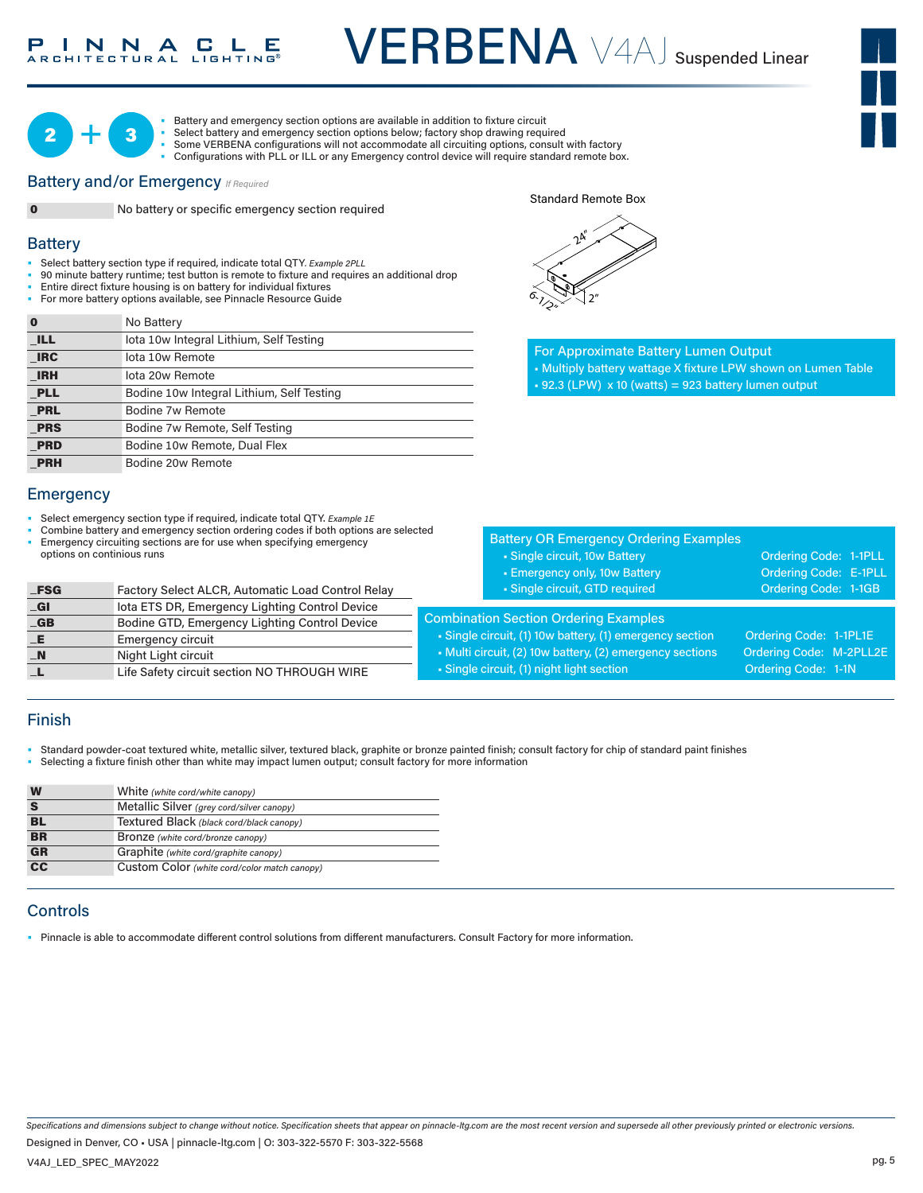# VERBENA V4AJ Suspended Linear

2 + 3

- Battery and emergency section options are available in addition to fixture circuit
- Select battery and emergency section options below; factory shop drawing required
- Some VERBENA configurations will not accommodate all circuiting options, consult with factory
- Configurations with PLL or ILL or any Emergency control device will require standard remote box.

## Battery and/or Emergency *If Required*

| | |
|---|---|
| **0** | No battery or specific emergency section required |

Standard Remote Box

24"
6-1/2"
2"

## Battery

- Select battery section type if required, indicate total QTY. *Example 2PLL*
- 90 minute battery runtime; test button is remote to fixture and requires an additional drop
- Entire direct fixture housing is on battery for individual fixtures
- For more battery options available, see Pinnacle Resource Guide

| | |
|---|---|
| **0** | No Battery |
| **_ILL** | Iota 10w Integral Lithium, Self Testing |
| **_IRC** | Iota 10w Remote |
| **_IRH** | Iota 20w Remote |
| **_PLL** | Bodine 10w Integral Lithium, Self Testing |
| **_PRL** | Bodine 7w Remote |
| **_PRS** | Bodine 7w Remote, Self Testing |
| **_PRD** | Bodine 10w Remote, Dual Flex |
| **_PRH** | Bodine 20w Remote |

**For Approximate Battery Lumen Output**

- Multiply battery wattage X fixture LPW shown on Lumen Table
- 92.3 (LPW) x 10 (watts) = 923 battery lumen output

## Emergency

- Select emergency section type if required, indicate total QTY. *Example 1E*
- Combine battery and emergency section ordering codes if both options are selected
- Emergency circuiting sections are for use when specifying emergency options on continious runs

| | |
|---|---|
| **_FSG** | Factory Select ALCR, Automatic Load Control Relay |
| **_GI** | Iota ETS DR, Emergency Lighting Control Device |
| **_GB** | Bodine GTD, Emergency Lighting Control Device |
| **_E** | Emergency circuit |
| **_N** | Night Light circuit |
| **_L** | Life Safety circuit section NO THROUGH WIRE |

**Battery OR Emergency Ordering Examples**

| | |
|---|---|
| Single circuit, 10w Battery | Ordering Code: 1-1PLL |
| Emergency only, 10w Battery | Ordering Code: E-1PLL |
| Single circuit, GTD required | Ordering Code: 1-1GB |

**Combination Section Ordering Examples**

| | |
|---|---|
| Single circuit, (1) 10w battery, (1) emergency section | Ordering Code: 1-1PL1E |
| Multi circuit, (2) 10w battery, (2) emergency sections | Ordering Code: M-2PLL2E |
| Single circuit, (1) night light section | Ordering Code: 1-1N |

## Finish

- Standard powder-coat textured white, metallic silver, textured black, graphite or bronze painted finish; consult factory for chip of standard paint finishes
- Selecting a fixture finish other than white may impact lumen output; consult factory for more information

| | |
|---|---|
| **W** | White *(white cord/white canopy)* |
| **S** | Metallic Silver *(grey cord/silver canopy)* |
| **BL** | Textured Black *(black cord/black canopy)* |
| **BR** | Bronze *(white cord/bronze canopy)* |
| **GR** | Graphite *(white cord/graphite canopy)* |
| **CC** | Custom Color *(white cord/color match canopy)* |

## Controls

- Pinnacle is able to accommodate different control solutions from different manufacturers. Consult Factory for more information.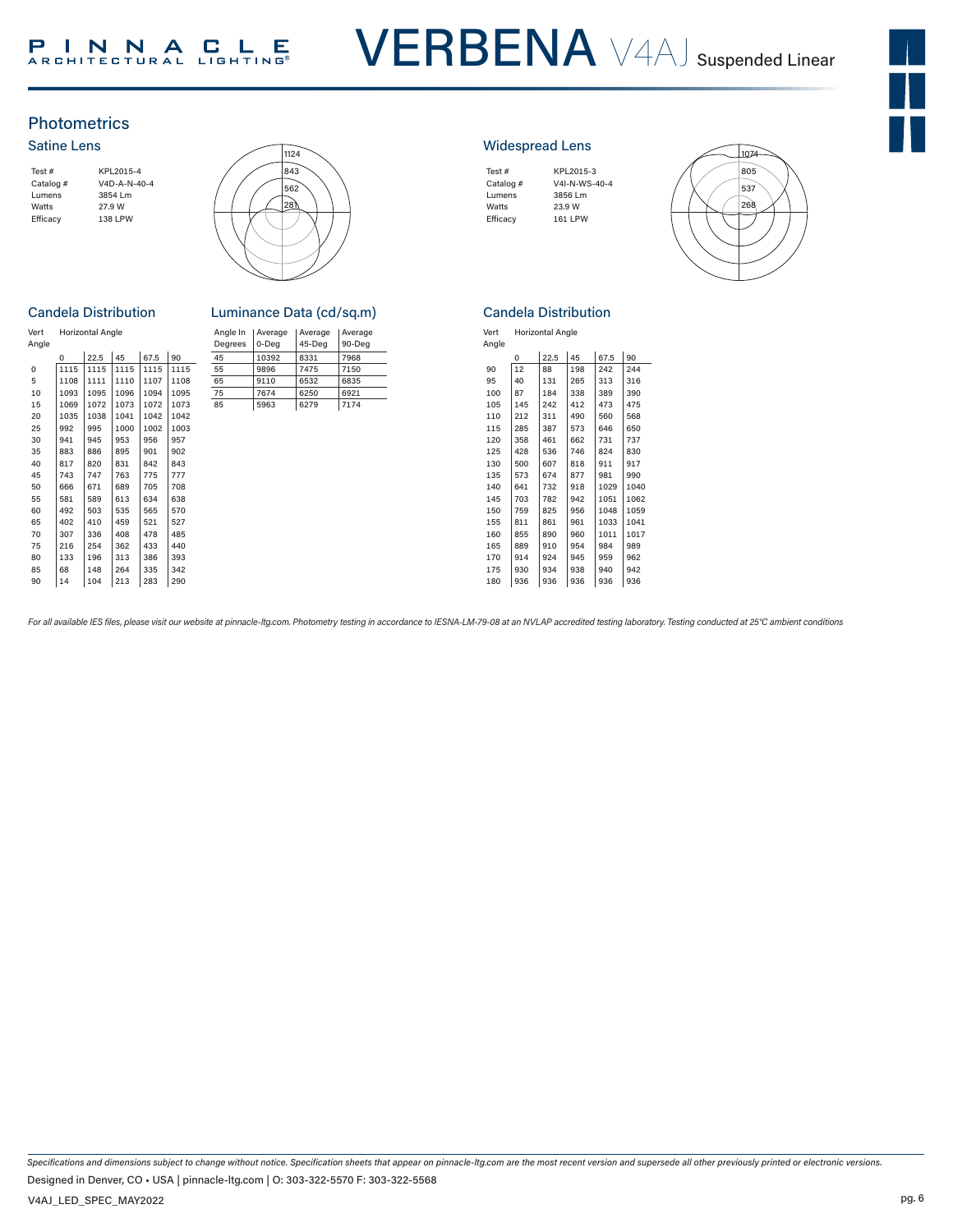## Photometrics

### Satine Lens

| | |
|---|---|
| Test # | KPL2015-4 |
| Catalog # | V4D-A-N-40-4 |
| Lumens | 3854 Lm |
| Watts | 27.9 W |
| Efficacy | 138 LPW |

### Candela Distribution

| Vert Angle | Horizontal Angle 0 | 22.5 | 45 | 67.5 | 90 |
|---|---|---|---|---|---|
| 0 | 1115 | 1115 | 1115 | 1115 | 1115 |
| 5 | 1108 | 1111 | 1110 | 1107 | 1108 |
| 10 | 1093 | 1095 | 1096 | 1094 | 1095 |
| 15 | 1069 | 1072 | 1073 | 1072 | 1073 |
| 20 | 1035 | 1038 | 1041 | 1042 | 1042 |
| 25 | 992 | 995 | 1000 | 1002 | 1003 |
| 30 | 941 | 945 | 953 | 956 | 957 |
| 35 | 883 | 886 | 895 | 901 | 902 |
| 40 | 817 | 820 | 831 | 842 | 843 |
| 45 | 743 | 747 | 763 | 775 | 777 |
| 50 | 666 | 671 | 689 | 705 | 708 |
| 55 | 581 | 589 | 613 | 634 | 638 |
| 60 | 492 | 503 | 535 | 565 | 570 |
| 65 | 402 | 410 | 459 | 521 | 527 |
| 70 | 307 | 336 | 408 | 478 | 485 |
| 75 | 216 | 254 | 362 | 433 | 440 |
| 80 | 133 | 196 | 313 | 386 | 393 |
| 85 | 68 | 148 | 264 | 335 | 342 |
| 90 | 14 | 104 | 213 | 283 | 290 |

### Luminance Data (cd/sq.m)

| Angle In Degrees | Average 0-Deg | Average 45-Deg | Average 90-Deg |
|---|---|---|---|
| 45 | 10392 | 8331 | 7968 |
| 55 | 9896 | 7475 | 7150 |
| 65 | 9110 | 6532 | 6835 |
| 75 | 7674 | 6250 | 6921 |
| 85 | 5963 | 6279 | 7174 |

### Widespread Lens

| | |
|---|---|
| Test # | KPL2015-3 |
| Catalog # | V4I-N-WS-40-4 |
| Lumens | 3856 Lm |
| Watts | 23.9 W |
| Efficacy | 161 LPW |

### Candela Distribution

| Vert Angle | Horizontal Angle 0 | 22.5 | 45 | 67.5 | 90 |
|---|---|---|---|---|---|
| 90 | 12 | 88 | 198 | 242 | 244 |
| 95 | 40 | 131 | 265 | 313 | 316 |
| 100 | 87 | 184 | 338 | 389 | 390 |
| 105 | 145 | 242 | 412 | 473 | 475 |
| 110 | 212 | 311 | 490 | 560 | 568 |
| 115 | 285 | 387 | 573 | 646 | 650 |
| 120 | 358 | 461 | 662 | 731 | 737 |
| 125 | 428 | 536 | 746 | 824 | 830 |
| 130 | 500 | 607 | 818 | 911 | 917 |
| 135 | 573 | 674 | 877 | 981 | 990 |
| 140 | 641 | 732 | 918 | 1029 | 1040 |
| 145 | 703 | 782 | 942 | 1051 | 1062 |
| 150 | 759 | 825 | 956 | 1048 | 1059 |
| 155 | 811 | 861 | 961 | 1033 | 1041 |
| 160 | 855 | 890 | 960 | 1011 | 1017 |
| 165 | 889 | 910 | 954 | 984 | 989 |
| 170 | 914 | 924 | 945 | 959 | 962 |
| 175 | 930 | 934 | 938 | 940 | 942 |
| 180 | 936 | 936 | 936 | 936 | 936 |

*For all available IES files, please visit our website at pinnacle-ltg.com. Photometry testing in accordance to IESNA-LM-79-08 at an NVLAP accredited testing laboratory. Testing conducted at 25°C ambient conditions*

*Specifications and dimensions subject to change without notice. Specification sheets that appear on pinnacle-ltg.com are the most recent version and supersede all other previously printed or electronic versions.*

Designed in Denver, CO • USA | pinnacle-ltg.com | O: 303-322-5570 F: 303-322-5568

V4AJ_LED_SPEC_MAY2022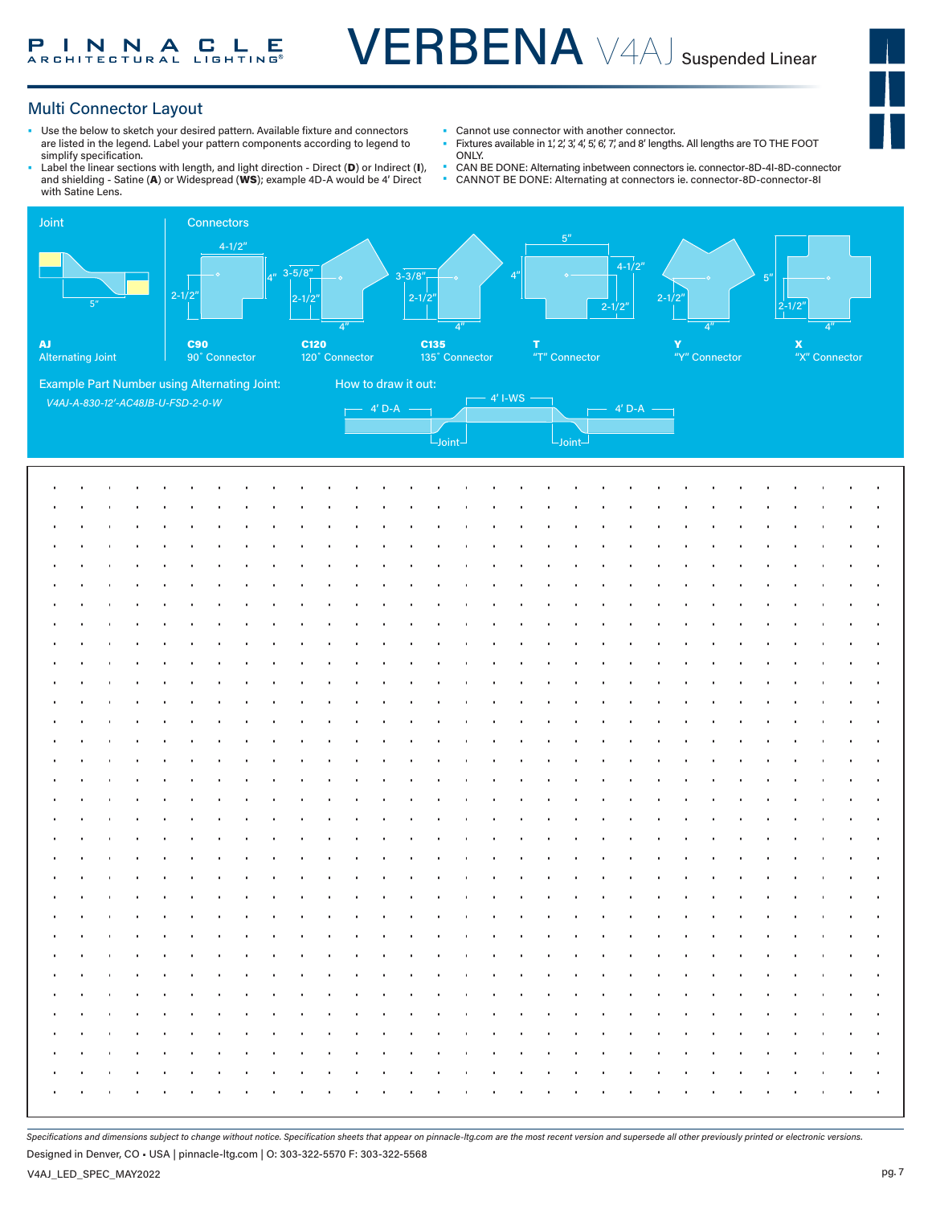# VERBENA V4AJ Suspended Linear

## Multi Connector Layout

- Use the below to sketch your desired pattern. Available fixture and connectors are listed in the legend. Label your pattern components according to legend to simplify specification.
- Label the linear sections with length, and light direction - Direct (**D**) or Indirect (**I**), and shielding - Satine (**A**) or Widespread (**WS**); example 4D-A would be 4' Direct with Satine Lens.
- Cannot use connector with another connector.
- Fixtures available in 1', 2', 3', 4', 5', 6', 7', and 8' lengths. All lengths are TO THE FOOT ONLY.
- CAN BE DONE: Alternating inbetween connectors ie. connector-8D-4I-8D-connector
- CANNOT BE DONE: Alternating at connectors ie. connector-8D-connector-8I

### Joint

**AJ**
Alternating Joint (5")

### Connectors

**C90**
90˚ Connector (4-1/2", 4", 2-1/2")

**C120**
120˚ Connector (3-5/8", 2-1/2", 4")

**C135**
135˚ Connector (3-3/8", 2-1/2", 4")

**T**
"T" Connector (5", 4-1/2", 4", 2-1/2")

**Y**
"Y" Connector (2-1/2", 4")

**X**
"X" Connector (5", 2-1/2", 4")

Example Part Number using Alternating Joint:

*V4AJ-A-830-12'-AC48JB-U-FSD-2-0-W*

How to draw it out:

4' D-A — Joint — 4' I-WS — Joint — 4' D-A

*Specifications and dimensions subject to change without notice. Specification sheets that appear on pinnacle-ltg.com are the most recent version and supersede all other previously printed or electronic versions.*

Designed in Denver, CO • USA | pinnacle-ltg.com | O: 303-322-5570 F: 303-322-5568

V4AJ_LED_SPEC_MAY2022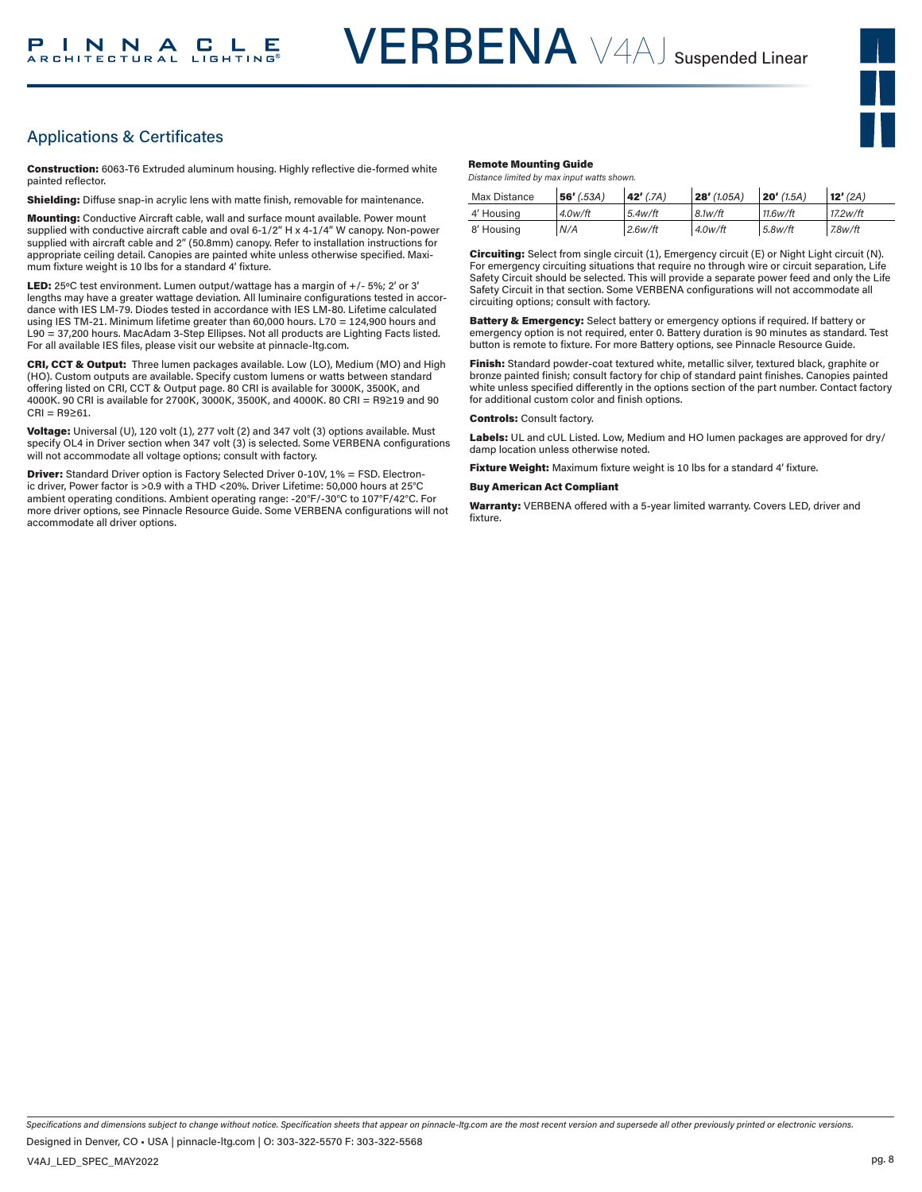# VERBENA V4AJ Suspended Linear

## Applications & Certificates

**Construction:** 6063-T6 Extruded aluminum housing. Highly reflective die-formed white painted reflector.

**Shielding:** Diffuse snap-in acrylic lens with matte finish, removable for maintenance.

**Mounting:** Conductive Aircraft cable, wall and surface mount available. Power mount supplied with conductive aircraft cable and oval 6-1/2" H x 4-1/4" W canopy. Non-power supplied with aircraft cable and 2" (50.8mm) canopy. Refer to installation instructions for appropriate ceiling detail. Canopies are painted white unless otherwise specified. Maximum fixture weight is 10 lbs for a standard 4' fixture.

**LED:** 25ºC test environment. Lumen output/wattage has a margin of +/- 5%; 2' or 3' lengths may have a greater wattage deviation. All luminaire configurations tested in accordance with IES LM-79. Diodes tested in accordance with IES LM-80. Lifetime calculated using IES TM-21. Minimum lifetime greater than 60,000 hours. L70 = 124,900 hours and L90 = 37,200 hours. MacAdam 3-Step Ellipses. Not all products are Lighting Facts listed. For all available IES files, please visit our website at pinnacle-ltg.com.

**CRI, CCT & Output:** Three lumen packages available. Low (LO), Medium (MO) and High (HO). Custom outputs are available. Specify custom lumens or watts between standard offering listed on CRI, CCT & Output page. 80 CRI is available for 3000K, 3500K, and 4000K. 90 CRI is available for 2700K, 3000K, 3500K, and 4000K. 80 CRI = R9≥19 and 90 CRI = R9≥61.

**Voltage:** Universal (U), 120 volt (1), 277 volt (2) and 347 volt (3) options available. Must specify OL4 in Driver section when 347 volt (3) is selected. Some VERBENA configurations will not accommodate all voltage options; consult with factory.

**Driver:** Standard Driver option is Factory Selected Driver 0-10V, 1% = FSD. Electronic driver, Power factor is >0.9 with a THD <20%. Driver Lifetime: 50,000 hours at 25°C ambient operating conditions. Ambient operating range: -20°F/-30°C to 107°F/42°C. For more driver options, see Pinnacle Resource Guide. Some VERBENA configurations will not accommodate all driver options.

**Remote Mounting Guide**

*Distance limited by max input watts shown.*

| Max Distance | **56'** *(.53A)* | **42'** *(.7A)* | **28'** *(1.05A)* | **20'** *(1.5A)* | **12'** *(2A)* |
|---|---|---|---|---|---|
| 4' Housing | *4.0w/ft* | *5.4w/ft* | *8.1w/ft* | *11.6w/ft* | *17.2w/ft* |
| 8' Housing | *N/A* | *2.6w/ft* | *4.0w/ft* | *5.8w/ft* | *7.8w/ft* |

**Circuiting:** Select from single circuit (1), Emergency circuit (E) or Night Light circuit (N). For emergency circuiting situations that require no through wire or circuit separation, Life Safety Circuit should be selected. This will provide a separate power feed and only the Life Safety Circuit in that section. Some VERBENA configurations will not accommodate all circuiting options; consult with factory.

**Battery & Emergency:** Select battery or emergency options if required. If battery or emergency option is not required, enter 0. Battery duration is 90 minutes as standard. Test button is remote to fixture. For more Battery options, see Pinnacle Resource Guide.

**Finish:** Standard powder-coat textured white, metallic silver, textured black, graphite or bronze painted finish; consult factory for chip of standard paint finishes. Canopies painted white unless specified differently in the options section of the part number. Contact factory for additional custom color and finish options.

**Controls:** Consult factory.

**Labels:** UL and cUL Listed. Low, Medium and HO lumen packages are approved for dry/damp location unless otherwise noted.

**Fixture Weight:** Maximum fixture weight is 10 lbs for a standard 4' fixture.

**Buy American Act Compliant**

**Warranty:** VERBENA offered with a 5-year limited warranty. Covers LED, driver and fixture.

*Specifications and dimensions subject to change without notice. Specification sheets that appear on pinnacle-ltg.com are the most recent version and supersede all other previously printed or electronic versions.*

Designed in Denver, CO • USA | pinnacle-ltg.com | O: 303-322-5570 F: 303-322-5568

V4AJ_LED_SPEC_MAY2022